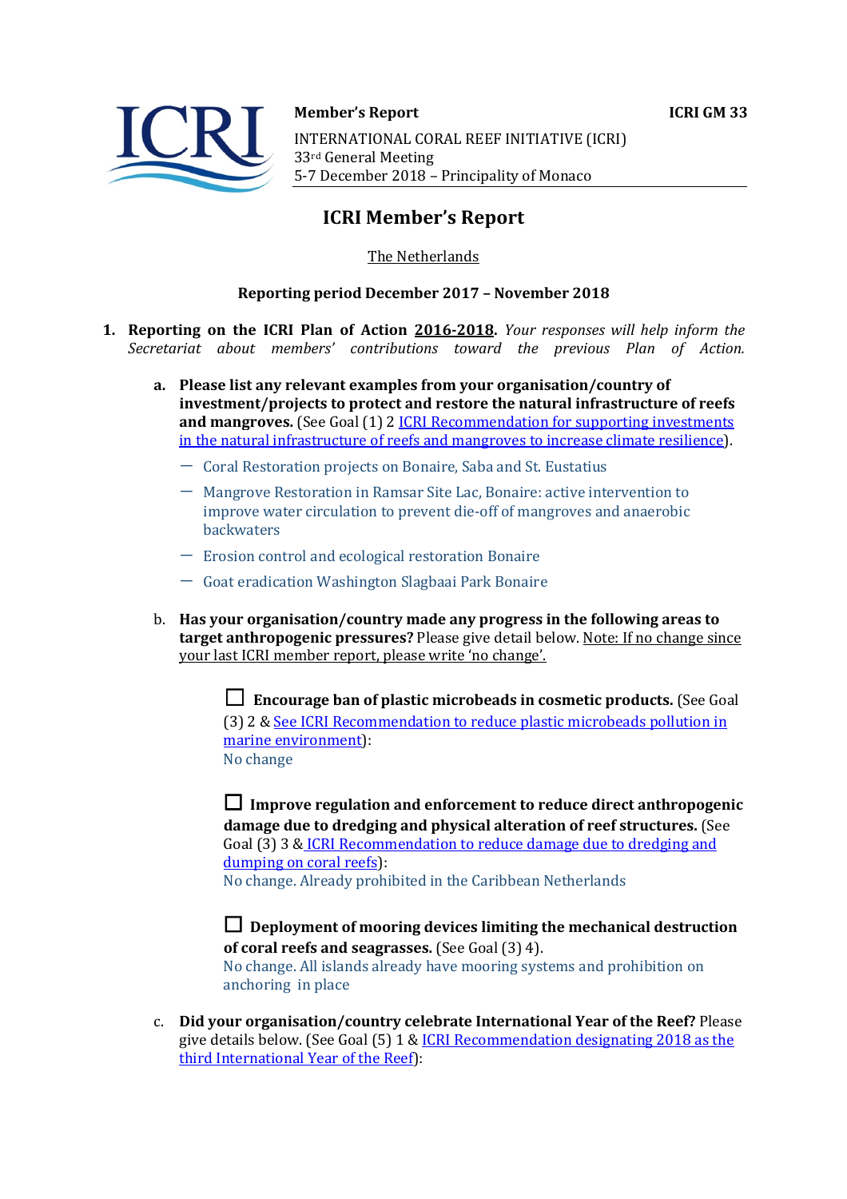**Member's Report** **ICRI GM 33**

INTERNATIONAL CORAL REEF INITIATIVE (ICRI)
33rd General Meeting
5-7 December 2018 – Principality of Monaco

# ICRI Member's Report

The Netherlands

**Reporting period December 2017 – November 2018**

1. **Reporting on the ICRI Plan of Action 2016-2018.** *Your responses will help inform the Secretariat about members' contributions toward the previous Plan of Action.*

   a. **Please list any relevant examples from your organisation/country of investment/projects to protect and restore the natural infrastructure of reefs and mangroves.** (See Goal (1) 2 ICRI Recommendation for supporting investments in the natural infrastructure of reefs and mangroves to increase climate resilience).

   - Coral Restoration projects on Bonaire, Saba and St. Eustatius
   - Mangrove Restoration in Ramsar Site Lac, Bonaire: active intervention to improve water circulation to prevent die-off of mangroves and anaerobic backwaters
   - Erosion control and ecological restoration Bonaire
   - Goat eradication Washington Slagbaai Park Bonaire

   b. **Has your organisation/country made any progress in the following areas to target anthropogenic pressures?** Please give detail below. Note: If no change since your last ICRI member report, please write 'no change'.

   ☐ **Encourage ban of plastic microbeads in cosmetic products.** (See Goal (3) 2 & See ICRI Recommendation to reduce plastic microbeads pollution in marine environment):
   No change

   ☐ **Improve regulation and enforcement to reduce direct anthropogenic damage due to dredging and physical alteration of reef structures.** (See Goal (3) 3 & ICRI Recommendation to reduce damage due to dredging and dumping on coral reefs):
   No change. Already prohibited in the Caribbean Netherlands

   ☐ **Deployment of mooring devices limiting the mechanical destruction of coral reefs and seagrasses.** (See Goal (3) 4).
   No change. All islands already have mooring systems and prohibition on anchoring in place

   c. **Did your organisation/country celebrate International Year of the Reef?** Please give details below. (See Goal (5) 1 & ICRI Recommendation designating 2018 as the third International Year of the Reef):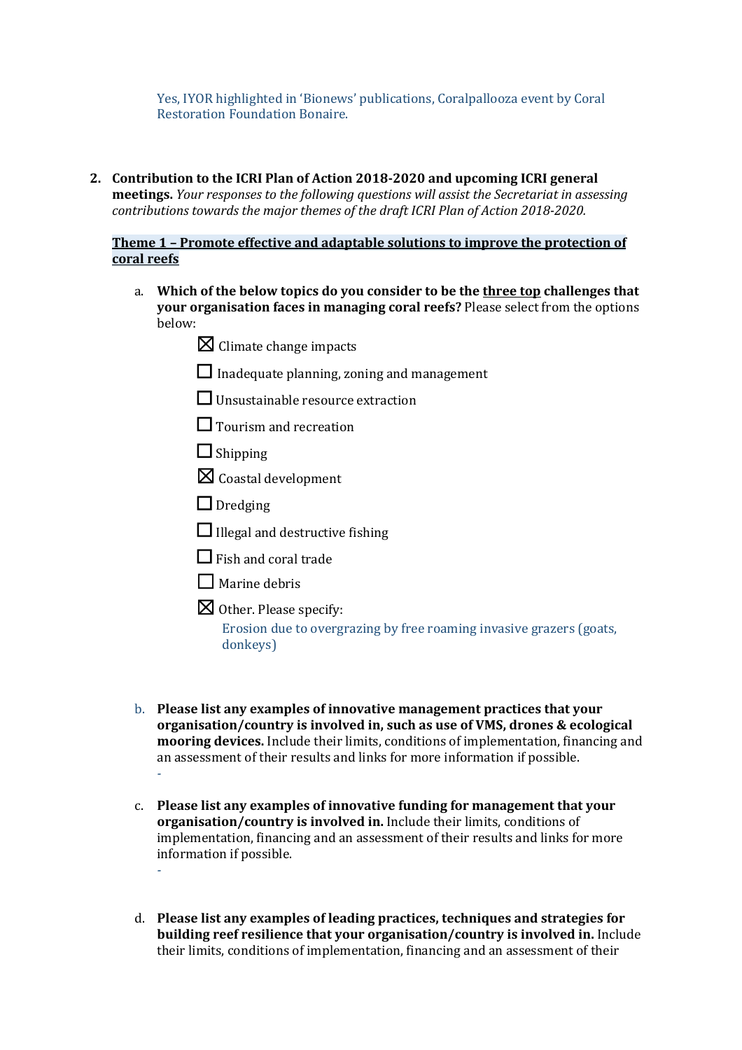Yes, IYOR highlighted in 'Bionews' publications, Coralpallooza event by Coral Restoration Foundation Bonaire.

2. **Contribution to the ICRI Plan of Action 2018-2020 and upcoming ICRI general meetings.** *Your responses to the following questions will assist the Secretariat in assessing contributions towards the major themes of the draft ICRI Plan of Action 2018-2020.*

   **Theme 1 – Promote effective and adaptable solutions to improve the protection of coral reefs**

   a. **Which of the below topics do you consider to be the three top challenges that your organisation faces in managing coral reefs?** Please select from the options below:

      - ☒ Climate change impacts
      - ☐ Inadequate planning, zoning and management
      - ☐ Unsustainable resource extraction
      - ☐ Tourism and recreation
      - ☐ Shipping
      - ☒ Coastal development
      - ☐ Dredging
      - ☐ Illegal and destructive fishing
      - ☐ Fish and coral trade
      - ☐ Marine debris
      - ☒ Other. Please specify:
        Erosion due to overgrazing by free roaming invasive grazers (goats, donkeys)

   b. **Please list any examples of innovative management practices that your organisation/country is involved in, such as use of VMS, drones & ecological mooring devices.** Include their limits, conditions of implementation, financing and an assessment of their results and links for more information if possible.
      -

   c. **Please list any examples of innovative funding for management that your organisation/country is involved in.** Include their limits, conditions of implementation, financing and an assessment of their results and links for more information if possible.
      -

   d. **Please list any examples of leading practices, techniques and strategies for building reef resilience that your organisation/country is involved in.** Include their limits, conditions of implementation, financing and an assessment of their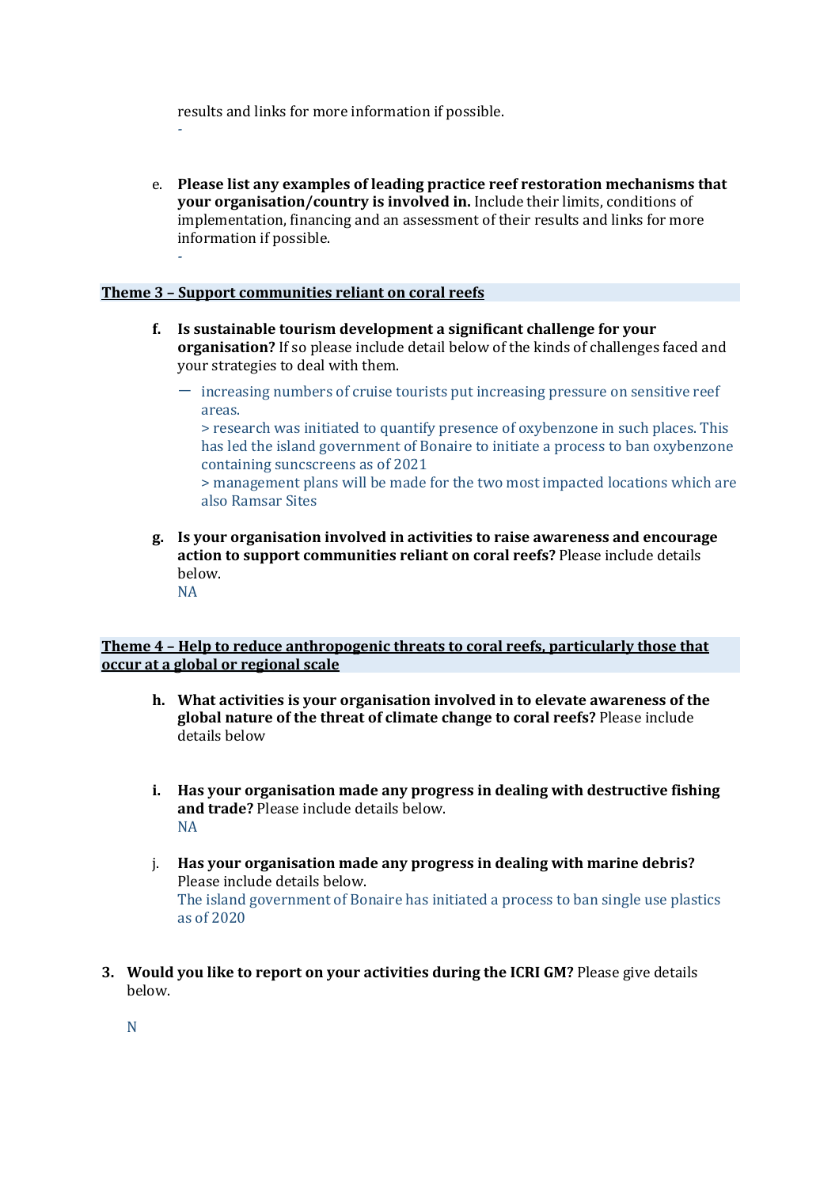results and links for more information if possible.

-

e. **Please list any examples of leading practice reef restoration mechanisms that your organisation/country is involved in.** Include their limits, conditions of implementation, financing and an assessment of their results and links for more information if possible.

-

## Theme 3 – Support communities reliant on coral reefs

f. **Is sustainable tourism development a significant challenge for your organisation?** If so please include detail below of the kinds of challenges faced and your strategies to deal with them.

- increasing numbers of cruise tourists put increasing pressure on sensitive reef areas.
  > research was initiated to quantify presence of oxybenzone in such places. This has led the island government of Bonaire to initiate a process to ban oxybenzone containing suncscreens as of 2021
  > management plans will be made for the two most impacted locations which are also Ramsar Sites

g. **Is your organisation involved in activities to raise awareness and encourage action to support communities reliant on coral reefs?** Please include details below.
NA

## Theme 4 – Help to reduce anthropogenic threats to coral reefs, particularly those that occur at a global or regional scale

h. **What activities is your organisation involved in to elevate awareness of the global nature of the threat of climate change to coral reefs?** Please include details below

i. **Has your organisation made any progress in dealing with destructive fishing and trade?** Please include details below.
NA

j. **Has your organisation made any progress in dealing with marine debris?** Please include details below.
The island government of Bonaire has initiated a process to ban single use plastics as of 2020

3. **Would you like to report on your activities during the ICRI GM?** Please give details below.

N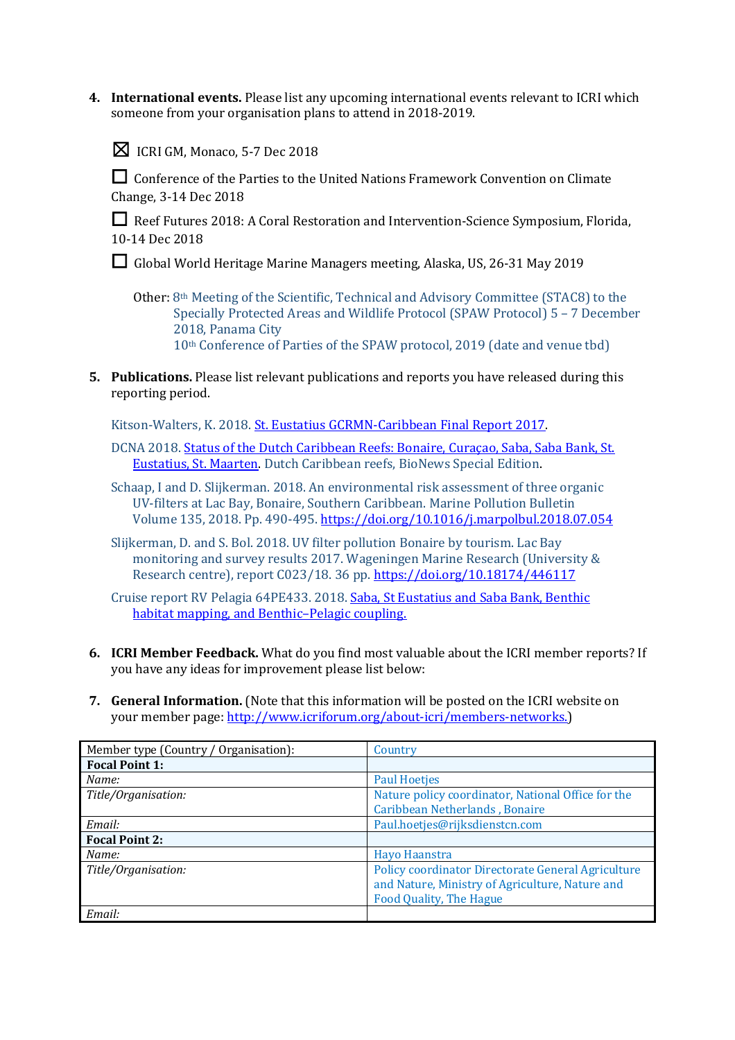4. **International events.** Please list any upcoming international events relevant to ICRI which someone from your organisation plans to attend in 2018-2019.

   ☒ ICRI GM, Monaco, 5-7 Dec 2018

   ☐ Conference of the Parties to the United Nations Framework Convention on Climate Change, 3-14 Dec 2018

   ☐ Reef Futures 2018: A Coral Restoration and Intervention-Science Symposium, Florida, 10-14 Dec 2018

   ☐ Global World Heritage Marine Managers meeting, Alaska, US, 26-31 May 2019

   Other: 8th Meeting of the Scientific, Technical and Advisory Committee (STAC8) to the Specially Protected Areas and Wildlife Protocol (SPAW Protocol) 5 – 7 December 2018, Panama City
   10th Conference of Parties of the SPAW protocol, 2019 (date and venue tbd)

5. **Publications.** Please list relevant publications and reports you have released during this reporting period.

   Kitson-Walters, K. 2018. St. Eustatius GCRMN-Caribbean Final Report 2017.

   DCNA 2018. Status of the Dutch Caribbean Reefs: Bonaire, Curaçao, Saba, Saba Bank, St. Eustatius, St. Maarten. Dutch Caribbean reefs, BioNews Special Edition.

   Schaap, I and D. Slijkerman. 2018. An environmental risk assessment of three organic UV-filters at Lac Bay, Bonaire, Southern Caribbean. Marine Pollution Bulletin Volume 135, 2018. Pp. 490-495. https://doi.org/10.1016/j.marpolbul.2018.07.054

   Slijkerman, D. and S. Bol. 2018. UV filter pollution Bonaire by tourism. Lac Bay monitoring and survey results 2017. Wageningen Marine Research (University & Research centre), report C023/18. 36 pp. https://doi.org/10.18174/446117

   Cruise report RV Pelagia 64PE433. 2018. Saba, St Eustatius and Saba Bank, Benthic habitat mapping, and Benthic–Pelagic coupling.

6. **ICRI Member Feedback.** What do you find most valuable about the ICRI member reports? If you have any ideas for improvement please list below:

7. **General Information.** (Note that this information will be posted on the ICRI website on your member page: http://www.icriforum.org/about-icri/members-networks.)

| | |
|---|---|
| Member type (Country / Organisation): | Country |
| **Focal Point 1:** | |
| *Name:* | Paul Hoetjes |
| *Title/Organisation:* | Nature policy coordinator, National Office for the Caribbean Netherlands , Bonaire |
| *Email:* | Paul.hoetjes@rijksdienstcn.com |
| **Focal Point 2:** | |
| *Name:* | Hayo Haanstra |
| *Title/Organisation:* | Policy coordinator Directorate General Agriculture and Nature, Ministry of Agriculture, Nature and Food Quality, The Hague |
| *Email:* | |